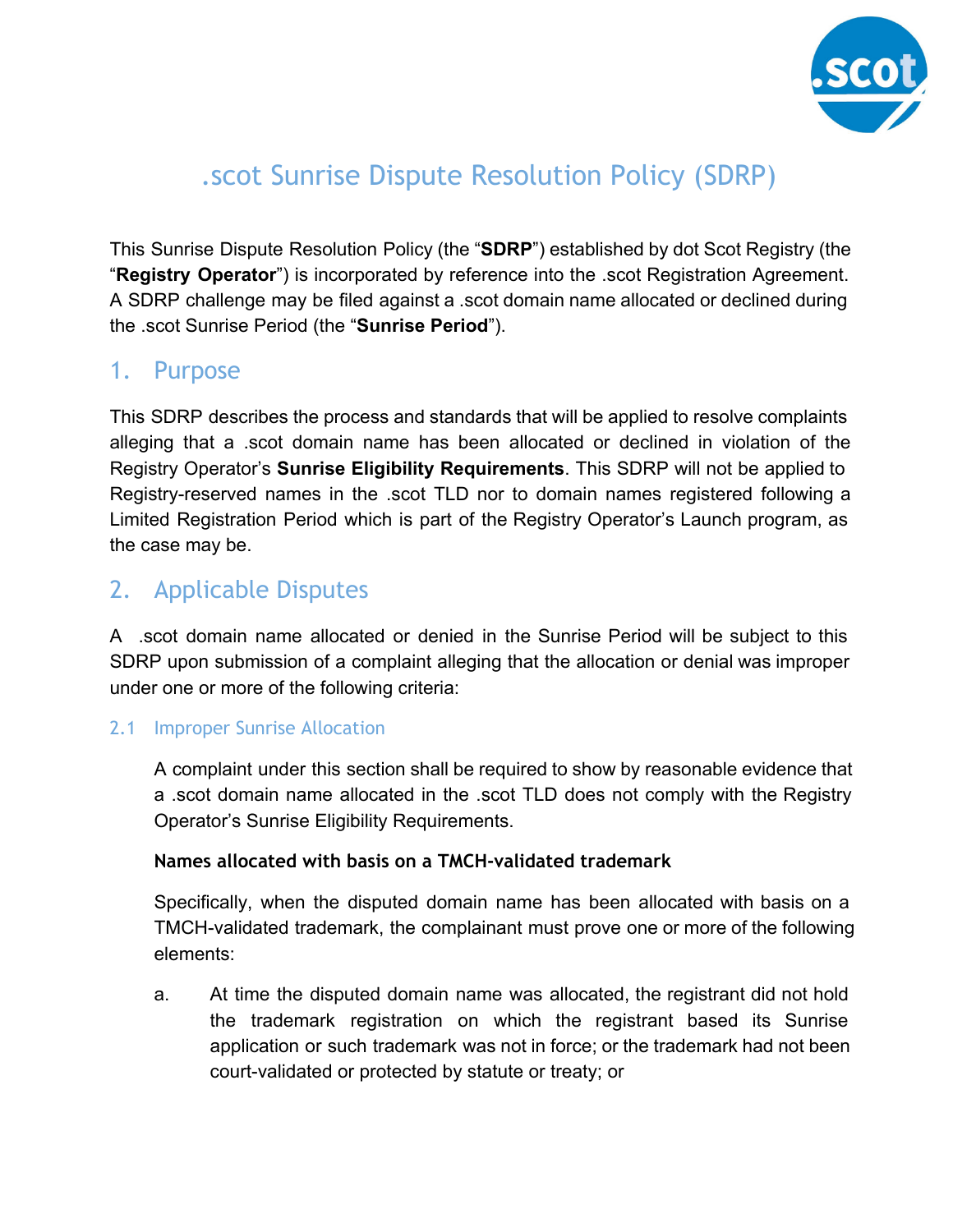# .scot Sunrise Dispute Resolution Policy (SDRP)

This Sunrise Dispute Resolution Policy (the "**SDRP**") established by dot Scot Registry (the "**Registry Operator**") is incorporated by reference into the .scot Registration Agreement. A SDRP challenge may be filed against a .scot domain name allocated or declined during the .scot Sunrise Period (the "**Sunrise Period**").

## 1. Purpose

This SDRP describes the process and standards that will be applied to resolve complaints alleging that a .scot domain name has been allocated or declined in violation of the Registry Operator's **Sunrise Eligibility Requirements**. This SDRP will not be applied to Registry-reserved names in the .scot TLD nor to domain names registered following a Limited Registration Period which is part of the Registry Operator's Launch program, as the case may be.

## 2. Applicable Disputes

A .scot domain name allocated or denied in the Sunrise Period will be subject to this SDRP upon submission of a complaint alleging that the allocation or denial was improper under one or more of the following criteria:

### 2.1 Improper Sunrise Allocation

A complaint under this section shall be required to show by reasonable evidence that a .scot domain name allocated in the .scot TLD does not comply with the Registry Operator's Sunrise Eligibility Requirements.

**Names allocated with basis on a TMCH-validated trademark**

Specifically, when the disputed domain name has been allocated with basis on a TMCH-validated trademark, the complainant must prove one or more of the following elements:

a. At time the disputed domain name was allocated, the registrant did not hold the trademark registration on which the registrant based its Sunrise application or such trademark was not in force; or the trademark had not been court-validated or protected by statute or treaty; or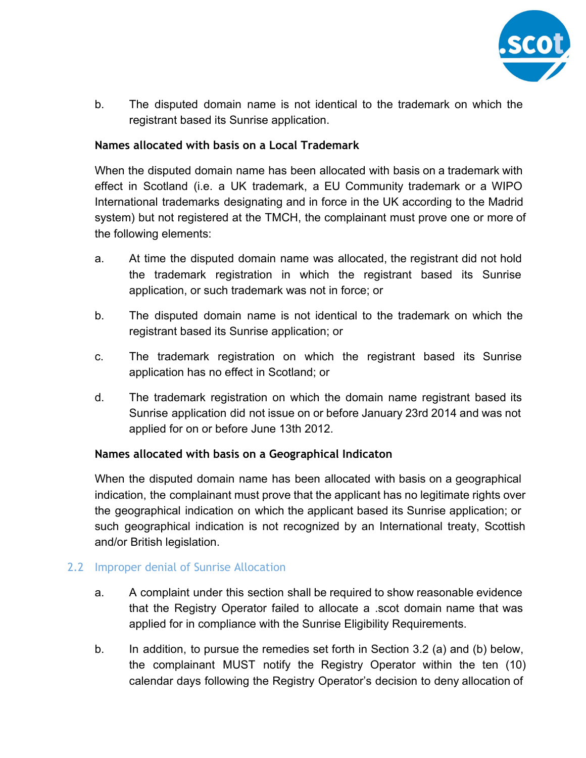b. The disputed domain name is not identical to the trademark on which the registrant based its Sunrise application.

**Names allocated with basis on a Local Trademark**

When the disputed domain name has been allocated with basis on a trademark with effect in Scotland (i.e. a UK trademark, a EU Community trademark or a WIPO International trademarks designating and in force in the UK according to the Madrid system) but not registered at the TMCH, the complainant must prove one or more of the following elements:

a. At time the disputed domain name was allocated, the registrant did not hold the trademark registration in which the registrant based its Sunrise application, or such trademark was not in force; or

b. The disputed domain name is not identical to the trademark on which the registrant based its Sunrise application; or

c. The trademark registration on which the registrant based its Sunrise application has no effect in Scotland; or

d. The trademark registration on which the domain name registrant based its Sunrise application did not issue on or before January 23rd 2014 and was not applied for on or before June 13th 2012.

**Names allocated with basis on a Geographical Indicaton**

When the disputed domain name has been allocated with basis on a geographical indication, the complainant must prove that the applicant has no legitimate rights over the geographical indication on which the applicant based its Sunrise application; or such geographical indication is not recognized by an International treaty, Scottish and/or British legislation.

## 2.2 Improper denial of Sunrise Allocation

a. A complaint under this section shall be required to show reasonable evidence that the Registry Operator failed to allocate a .scot domain name that was applied for in compliance with the Sunrise Eligibility Requirements.

b. In addition, to pursue the remedies set forth in Section 3.2 (a) and (b) below, the complainant MUST notify the Registry Operator within the ten (10) calendar days following the Registry Operator's decision to deny allocation of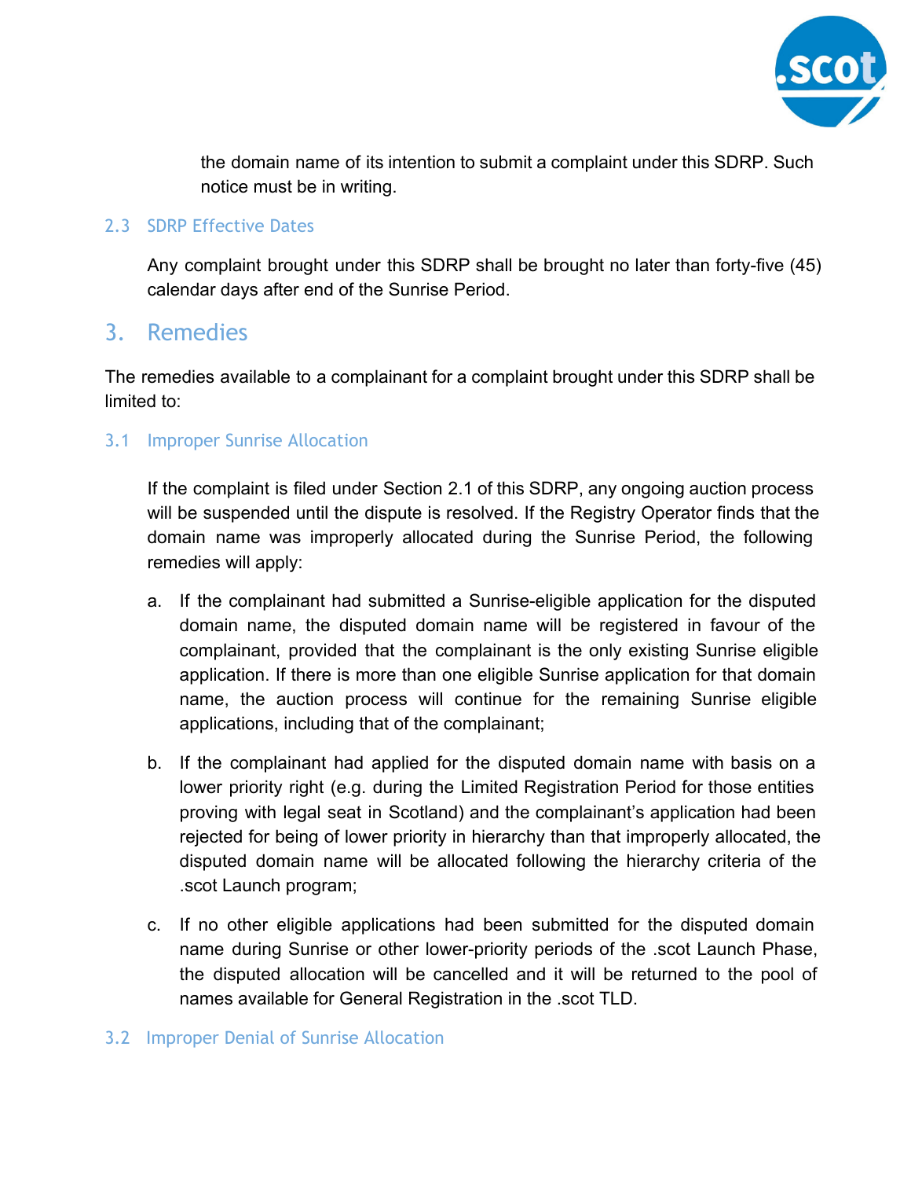the domain name of its intention to submit a complaint under this SDRP. Such notice must be in writing.

### 2.3 SDRP Effective Dates

Any complaint brought under this SDRP shall be brought no later than forty-five (45) calendar days after end of the Sunrise Period.

## 3. Remedies

The remedies available to a complainant for a complaint brought under this SDRP shall be limited to:

### 3.1 Improper Sunrise Allocation

If the complaint is filed under Section 2.1 of this SDRP, any ongoing auction process will be suspended until the dispute is resolved. If the Registry Operator finds that the domain name was improperly allocated during the Sunrise Period, the following remedies will apply:

a. If the complainant had submitted a Sunrise-eligible application for the disputed domain name, the disputed domain name will be registered in favour of the complainant, provided that the complainant is the only existing Sunrise eligible application. If there is more than one eligible Sunrise application for that domain name, the auction process will continue for the remaining Sunrise eligible applications, including that of the complainant;

b. If the complainant had applied for the disputed domain name with basis on a lower priority right (e.g. during the Limited Registration Period for those entities proving with legal seat in Scotland) and the complainant's application had been rejected for being of lower priority in hierarchy than that improperly allocated, the disputed domain name will be allocated following the hierarchy criteria of the .scot Launch program;

c. If no other eligible applications had been submitted for the disputed domain name during Sunrise or other lower-priority periods of the .scot Launch Phase, the disputed allocation will be cancelled and it will be returned to the pool of names available for General Registration in the .scot TLD.

### 3.2 Improper Denial of Sunrise Allocation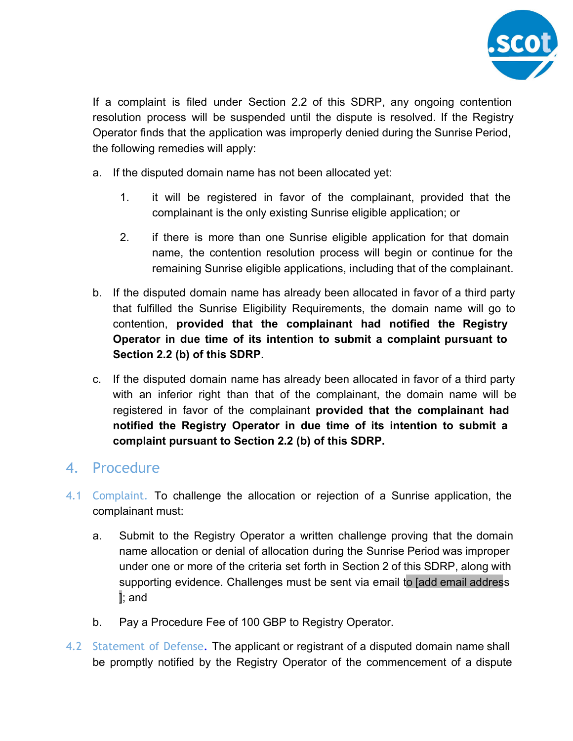If a complaint is filed under Section 2.2 of this SDRP, any ongoing contention resolution process will be suspended until the dispute is resolved. If the Registry Operator finds that the application was improperly denied during the Sunrise Period, the following remedies will apply:

a. If the disputed domain name has not been allocated yet:

   1. it will be registered in favor of the complainant, provided that the complainant is the only existing Sunrise eligible application; or

   2. if there is more than one Sunrise eligible application for that domain name, the contention resolution process will begin or continue for the remaining Sunrise eligible applications, including that of the complainant.

b. If the disputed domain name has already been allocated in favor of a third party that fulfilled the Sunrise Eligibility Requirements, the domain name will go to contention, **provided that the complainant had notified the Registry Operator in due time of its intention to submit a complaint pursuant to Section 2.2 (b) of this SDRP**.

c. If the disputed domain name has already been allocated in favor of a third party with an inferior right than that of the complainant, the domain name will be registered in favor of the complainant **provided that the complainant had notified the Registry Operator in due time of its intention to submit a complaint pursuant to Section 2.2 (b) of this SDRP.**

## 4. Procedure

4.1 Complaint. To challenge the allocation or rejection of a Sunrise application, the complainant must:

a. Submit to the Registry Operator a written challenge proving that the domain name allocation or denial of allocation during the Sunrise Period was improper under one or more of the criteria set forth in Section 2 of this SDRP, along with supporting evidence. Challenges must be sent via email to [add email address ]; and

b. Pay a Procedure Fee of 100 GBP to Registry Operator.

4.2 Statement of Defense. The applicant or registrant of a disputed domain name shall be promptly notified by the Registry Operator of the commencement of a dispute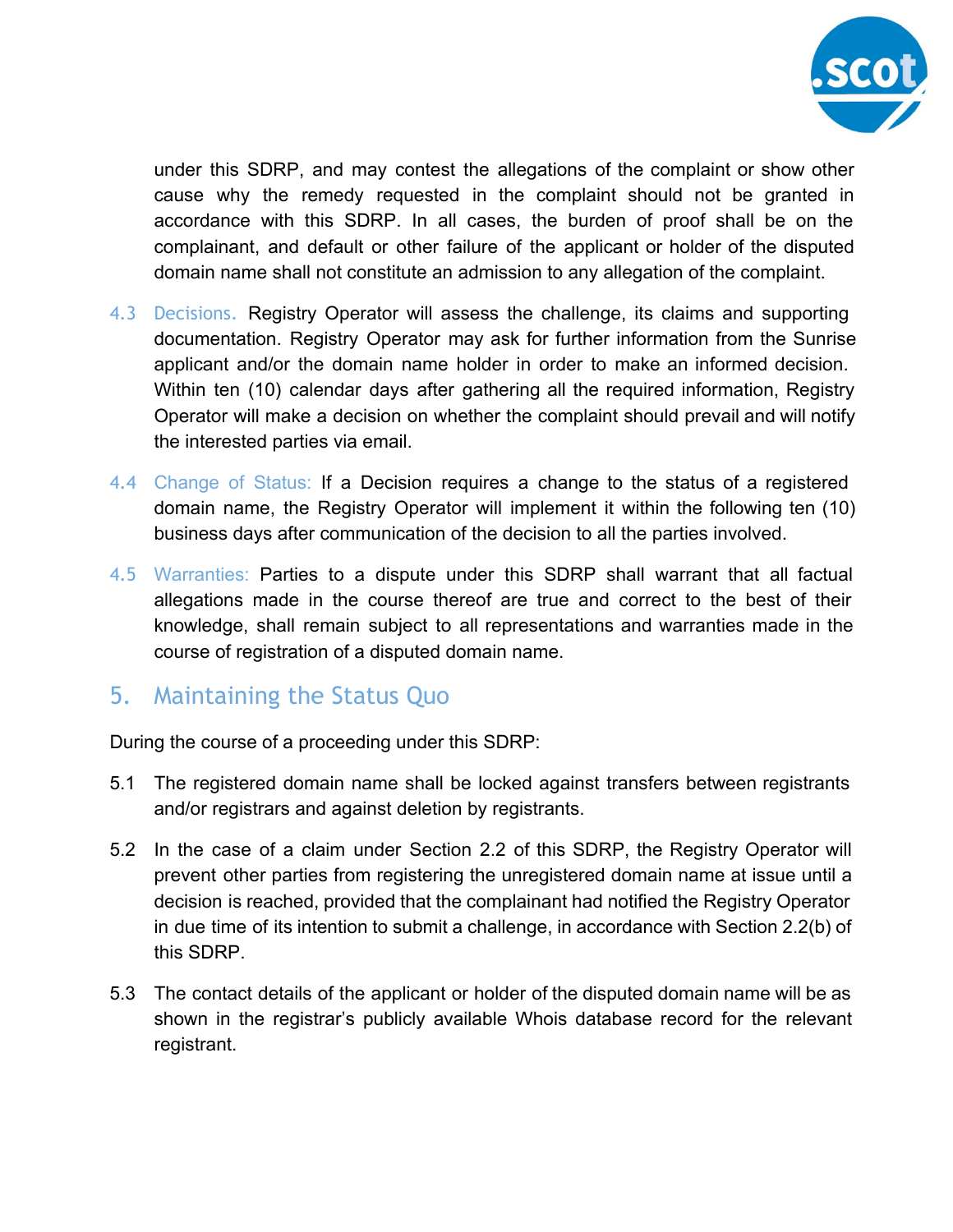under this SDRP, and may contest the allegations of the complaint or show other cause why the remedy requested in the complaint should not be granted in accordance with this SDRP. In all cases, the burden of proof shall be on the complainant, and default or other failure of the applicant or holder of the disputed domain name shall not constitute an admission to any allegation of the complaint.

4.3 Decisions. Registry Operator will assess the challenge, its claims and supporting documentation. Registry Operator may ask for further information from the Sunrise applicant and/or the domain name holder in order to make an informed decision. Within ten (10) calendar days after gathering all the required information, Registry Operator will make a decision on whether the complaint should prevail and will notify the interested parties via email.

4.4 Change of Status: If a Decision requires a change to the status of a registered domain name, the Registry Operator will implement it within the following ten (10) business days after communication of the decision to all the parties involved.

4.5 Warranties: Parties to a dispute under this SDRP shall warrant that all factual allegations made in the course thereof are true and correct to the best of their knowledge, shall remain subject to all representations and warranties made in the course of registration of a disputed domain name.

## 5. Maintaining the Status Quo

During the course of a proceeding under this SDRP:

5.1 The registered domain name shall be locked against transfers between registrants and/or registrars and against deletion by registrants.

5.2 In the case of a claim under Section 2.2 of this SDRP, the Registry Operator will prevent other parties from registering the unregistered domain name at issue until a decision is reached, provided that the complainant had notified the Registry Operator in due time of its intention to submit a challenge, in accordance with Section 2.2(b) of this SDRP.

5.3 The contact details of the applicant or holder of the disputed domain name will be as shown in the registrar's publicly available Whois database record for the relevant registrant.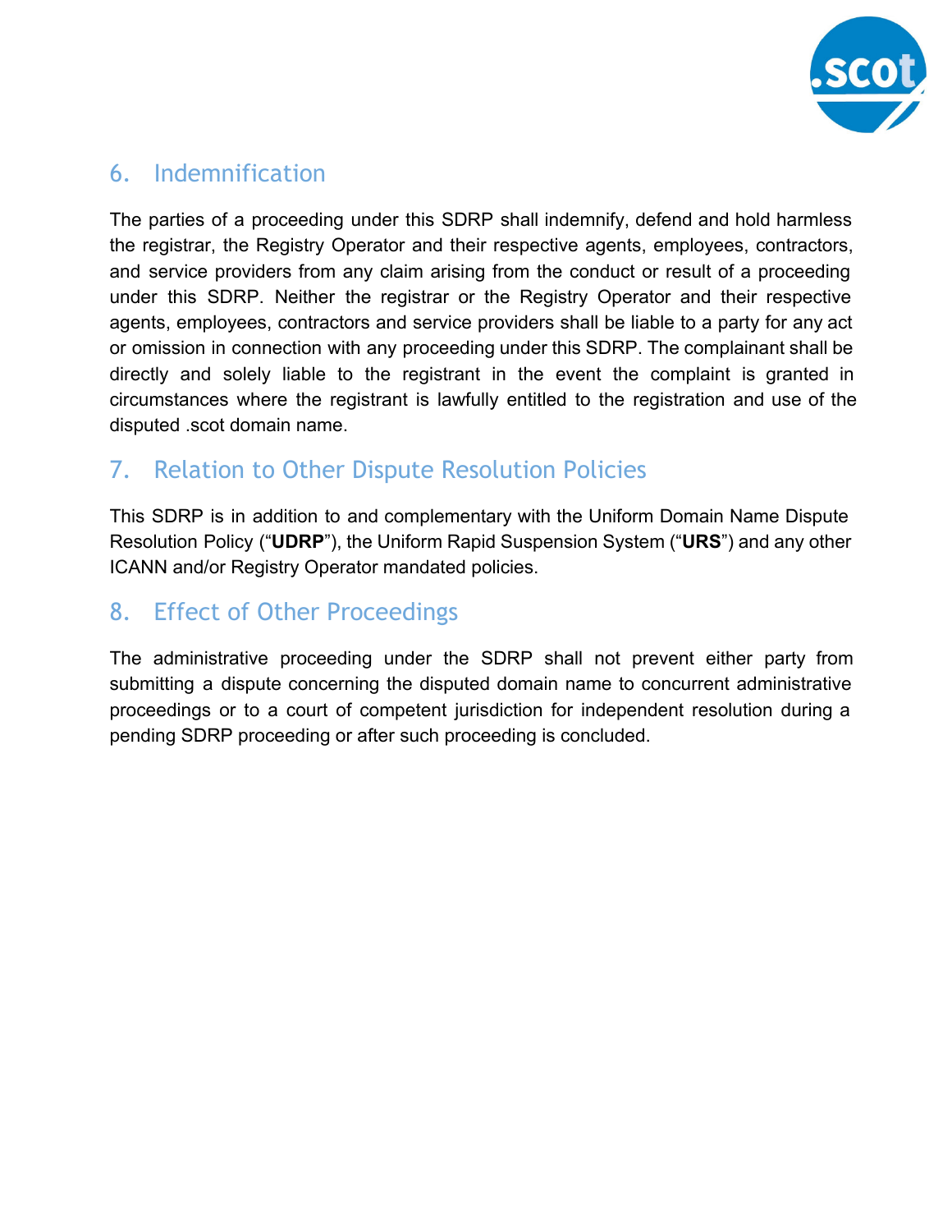## 6. Indemnification

The parties of a proceeding under this SDRP shall indemnify, defend and hold harmless the registrar, the Registry Operator and their respective agents, employees, contractors, and service providers from any claim arising from the conduct or result of a proceeding under this SDRP. Neither the registrar or the Registry Operator and their respective agents, employees, contractors and service providers shall be liable to a party for any act or omission in connection with any proceeding under this SDRP. The complainant shall be directly and solely liable to the registrant in the event the complaint is granted in circumstances where the registrant is lawfully entitled to the registration and use of the disputed .scot domain name.

## 7. Relation to Other Dispute Resolution Policies

This SDRP is in addition to and complementary with the Uniform Domain Name Dispute Resolution Policy ("**UDRP**"), the Uniform Rapid Suspension System ("**URS**") and any other ICANN and/or Registry Operator mandated policies.

## 8. Effect of Other Proceedings

The administrative proceeding under the SDRP shall not prevent either party from submitting a dispute concerning the disputed domain name to concurrent administrative proceedings or to a court of competent jurisdiction for independent resolution during a pending SDRP proceeding or after such proceeding is concluded.